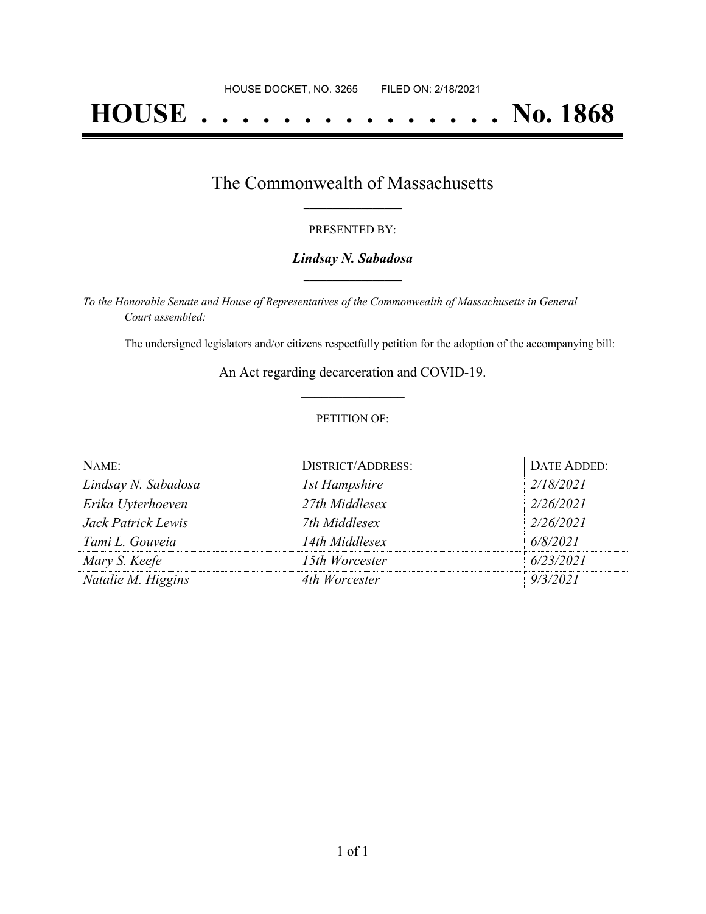HOUSE DOCKET, NO. 3265 FILED ON: 2/18/2021

# HOUSE . . . . . . . . . . . . . . . No. 1868

## The Commonwealth of Massachusetts

PRESENTED BY:

***Lindsay N. Sabadosa***

*To the Honorable Senate and House of Representatives of the Commonwealth of Massachusetts in General Court assembled:*

The undersigned legislators and/or citizens respectfully petition for the adoption of the accompanying bill:

An Act regarding decarceration and COVID-19.

PETITION OF:

| NAME: | DISTRICT/ADDRESS: | DATE ADDED: |
|---|---|---|
| *Lindsay N. Sabadosa* | *1st Hampshire* | *2/18/2021* |
| *Erika Uyterhoeven* | *27th Middlesex* | *2/26/2021* |
| *Jack Patrick Lewis* | *7th Middlesex* | *2/26/2021* |
| *Tami L. Gouveia* | *14th Middlesex* | *6/8/2021* |
| *Mary S. Keefe* | *15th Worcester* | *6/23/2021* |
| *Natalie M. Higgins* | *4th Worcester* | *9/3/2021* |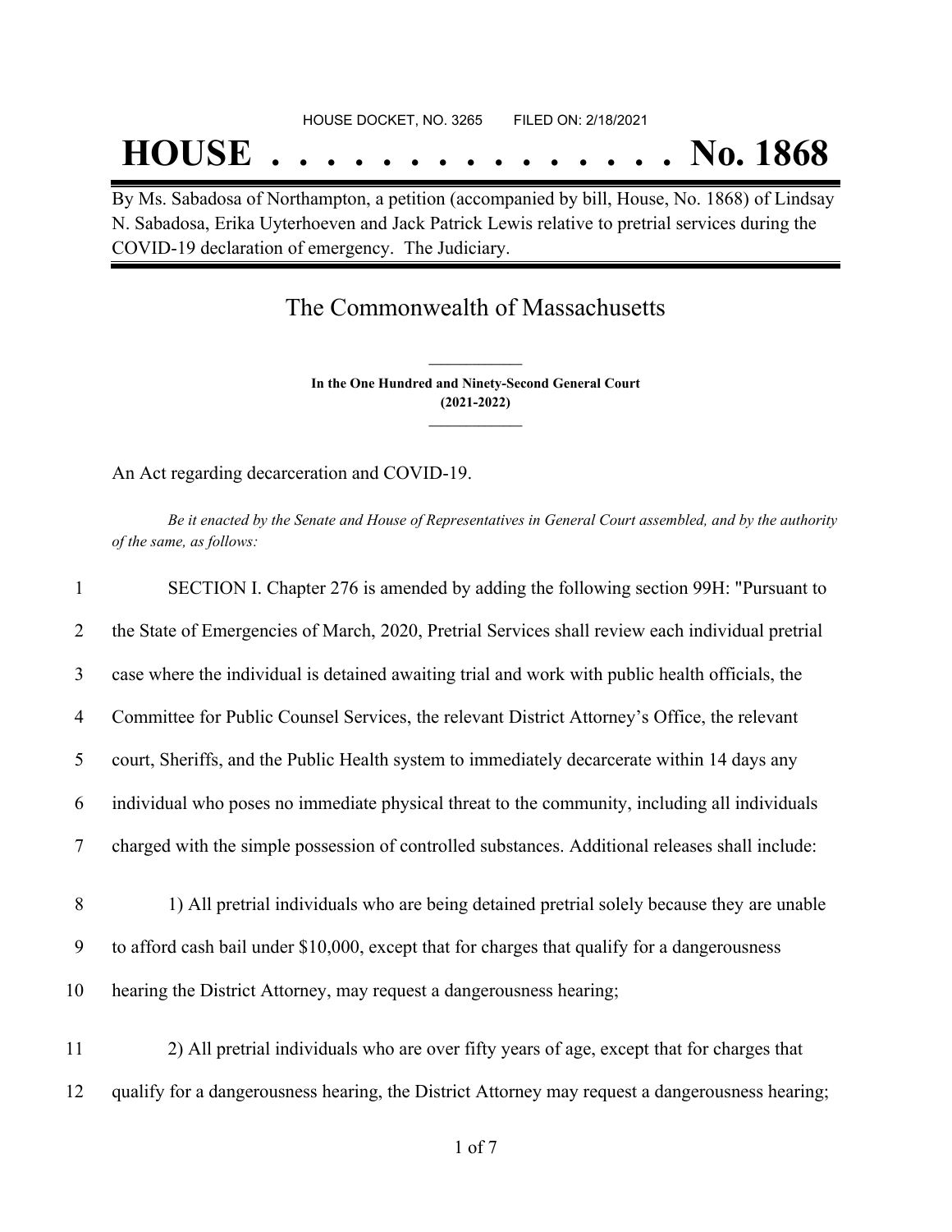HOUSE DOCKET, NO. 3265 FILED ON: 2/18/2021

# HOUSE . . . . . . . . . . . . . . . No. 1868

By Ms. Sabadosa of Northampton, a petition (accompanied by bill, House, No. 1868) of Lindsay N. Sabadosa, Erika Uyterhoeven and Jack Patrick Lewis relative to pretrial services during the COVID-19 declaration of emergency. The Judiciary.

## The Commonwealth of Massachusetts

**In the One Hundred and Ninety-Second General Court**
**(2021-2022)**

An Act regarding decarceration and COVID-19.

*Be it enacted by the Senate and House of Representatives in General Court assembled, and by the authority of the same, as follows:*

1 SECTION I. Chapter 276 is amended by adding the following section 99H: "Pursuant to
2 the State of Emergencies of March, 2020, Pretrial Services shall review each individual pretrial
3 case where the individual is detained awaiting trial and work with public health officials, the
4 Committee for Public Counsel Services, the relevant District Attorney's Office, the relevant
5 court, Sheriffs, and the Public Health system to immediately decarcerate within 14 days any
6 individual who poses no immediate physical threat to the community, including all individuals
7 charged with the simple possession of controlled substances. Additional releases shall include:

8 1) All pretrial individuals who are being detained pretrial solely because they are unable
9 to afford cash bail under $10,000, except that for charges that qualify for a dangerousness
10 hearing the District Attorney, may request a dangerousness hearing;

11 2) All pretrial individuals who are over fifty years of age, except that for charges that
12 qualify for a dangerousness hearing, the District Attorney may request a dangerousness hearing;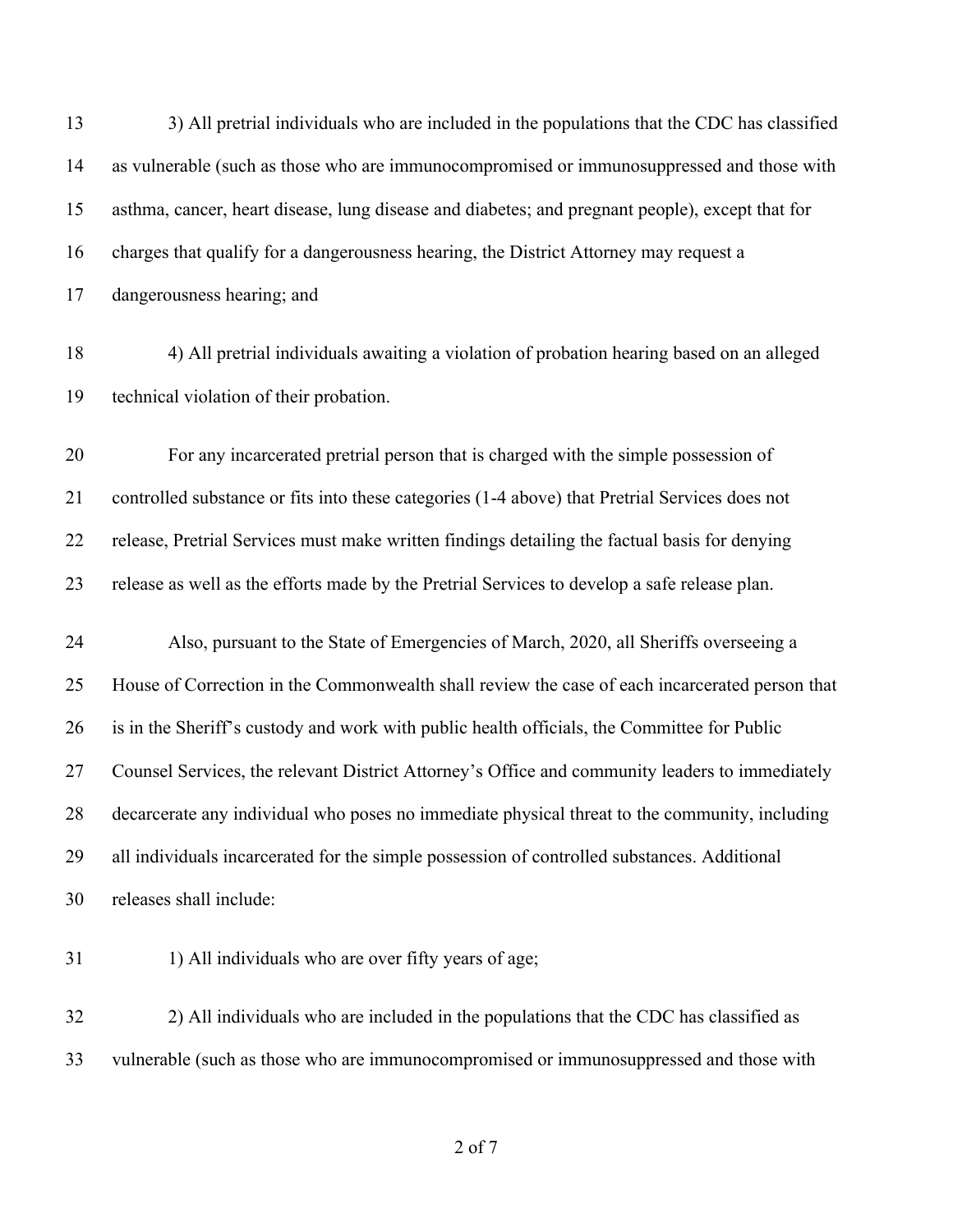3) All pretrial individuals who are included in the populations that the CDC has classified as vulnerable (such as those who are immunocompromised or immunosuppressed and those with asthma, cancer, heart disease, lung disease and diabetes; and pregnant people), except that for charges that qualify for a dangerousness hearing, the District Attorney may request a dangerousness hearing; and

4) All pretrial individuals awaiting a violation of probation hearing based on an alleged technical violation of their probation.

For any incarcerated pretrial person that is charged with the simple possession of controlled substance or fits into these categories (1-4 above) that Pretrial Services does not release, Pretrial Services must make written findings detailing the factual basis for denying release as well as the efforts made by the Pretrial Services to develop a safe release plan.

Also, pursuant to the State of Emergencies of March, 2020, all Sheriffs overseeing a House of Correction in the Commonwealth shall review the case of each incarcerated person that is in the Sheriff's custody and work with public health officials, the Committee for Public Counsel Services, the relevant District Attorney's Office and community leaders to immediately decarcerate any individual who poses no immediate physical threat to the community, including all individuals incarcerated for the simple possession of controlled substances. Additional releases shall include:

1) All individuals who are over fifty years of age;

2) All individuals who are included in the populations that the CDC has classified as vulnerable (such as those who are immunocompromised or immunosuppressed and those with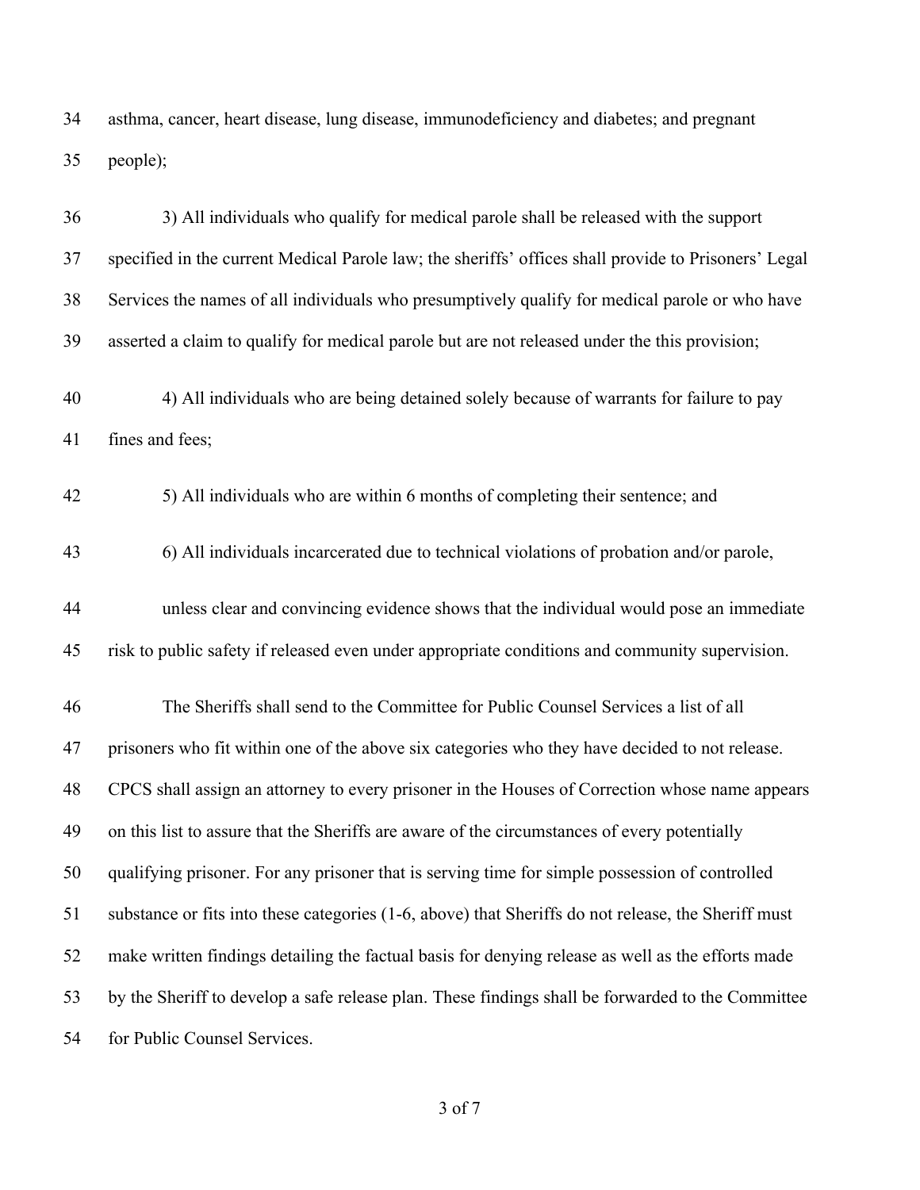asthma, cancer, heart disease, lung disease, immunodeficiency and diabetes; and pregnant people);

3) All individuals who qualify for medical parole shall be released with the support specified in the current Medical Parole law; the sheriffs' offices shall provide to Prisoners' Legal Services the names of all individuals who presumptively qualify for medical parole or who have asserted a claim to qualify for medical parole but are not released under the this provision;

4) All individuals who are being detained solely because of warrants for failure to pay fines and fees;

5) All individuals who are within 6 months of completing their sentence; and

6) All individuals incarcerated due to technical violations of probation and/or parole,

unless clear and convincing evidence shows that the individual would pose an immediate risk to public safety if released even under appropriate conditions and community supervision.

The Sheriffs shall send to the Committee for Public Counsel Services a list of all prisoners who fit within one of the above six categories who they have decided to not release. CPCS shall assign an attorney to every prisoner in the Houses of Correction whose name appears on this list to assure that the Sheriffs are aware of the circumstances of every potentially qualifying prisoner. For any prisoner that is serving time for simple possession of controlled substance or fits into these categories (1-6, above) that Sheriffs do not release, the Sheriff must make written findings detailing the factual basis for denying release as well as the efforts made by the Sheriff to develop a safe release plan. These findings shall be forwarded to the Committee for Public Counsel Services.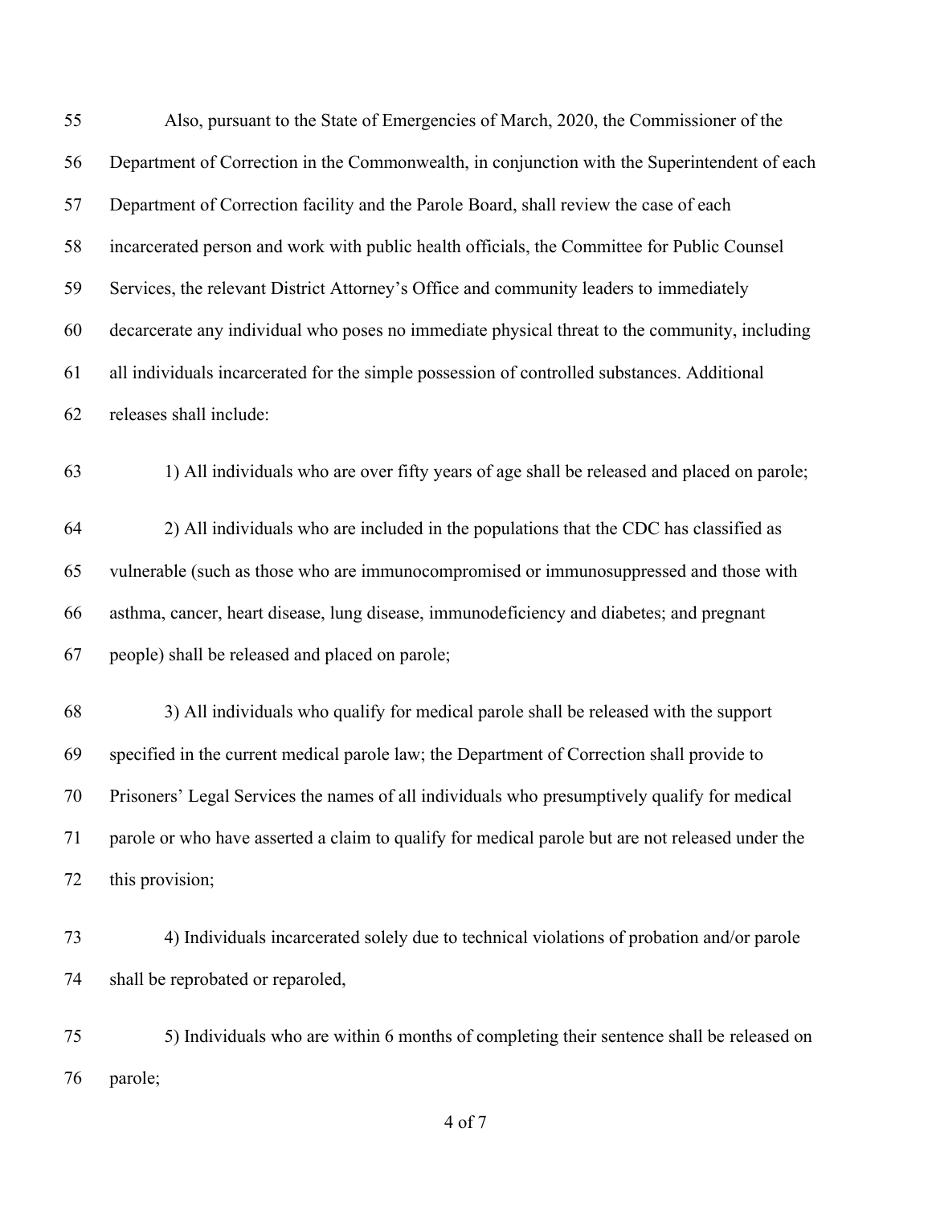Also, pursuant to the State of Emergencies of March, 2020, the Commissioner of the Department of Correction in the Commonwealth, in conjunction with the Superintendent of each Department of Correction facility and the Parole Board, shall review the case of each incarcerated person and work with public health officials, the Committee for Public Counsel Services, the relevant District Attorney's Office and community leaders to immediately decarcerate any individual who poses no immediate physical threat to the community, including all individuals incarcerated for the simple possession of controlled substances. Additional releases shall include:

1) All individuals who are over fifty years of age shall be released and placed on parole;

2) All individuals who are included in the populations that the CDC has classified as vulnerable (such as those who are immunocompromised or immunosuppressed and those with asthma, cancer, heart disease, lung disease, immunodeficiency and diabetes; and pregnant people) shall be released and placed on parole;

3) All individuals who qualify for medical parole shall be released with the support specified in the current medical parole law; the Department of Correction shall provide to Prisoners' Legal Services the names of all individuals who presumptively qualify for medical parole or who have asserted a claim to qualify for medical parole but are not released under the this provision;

4) Individuals incarcerated solely due to technical violations of probation and/or parole shall be reprobated or reparoled,

5) Individuals who are within 6 months of completing their sentence shall be released on parole;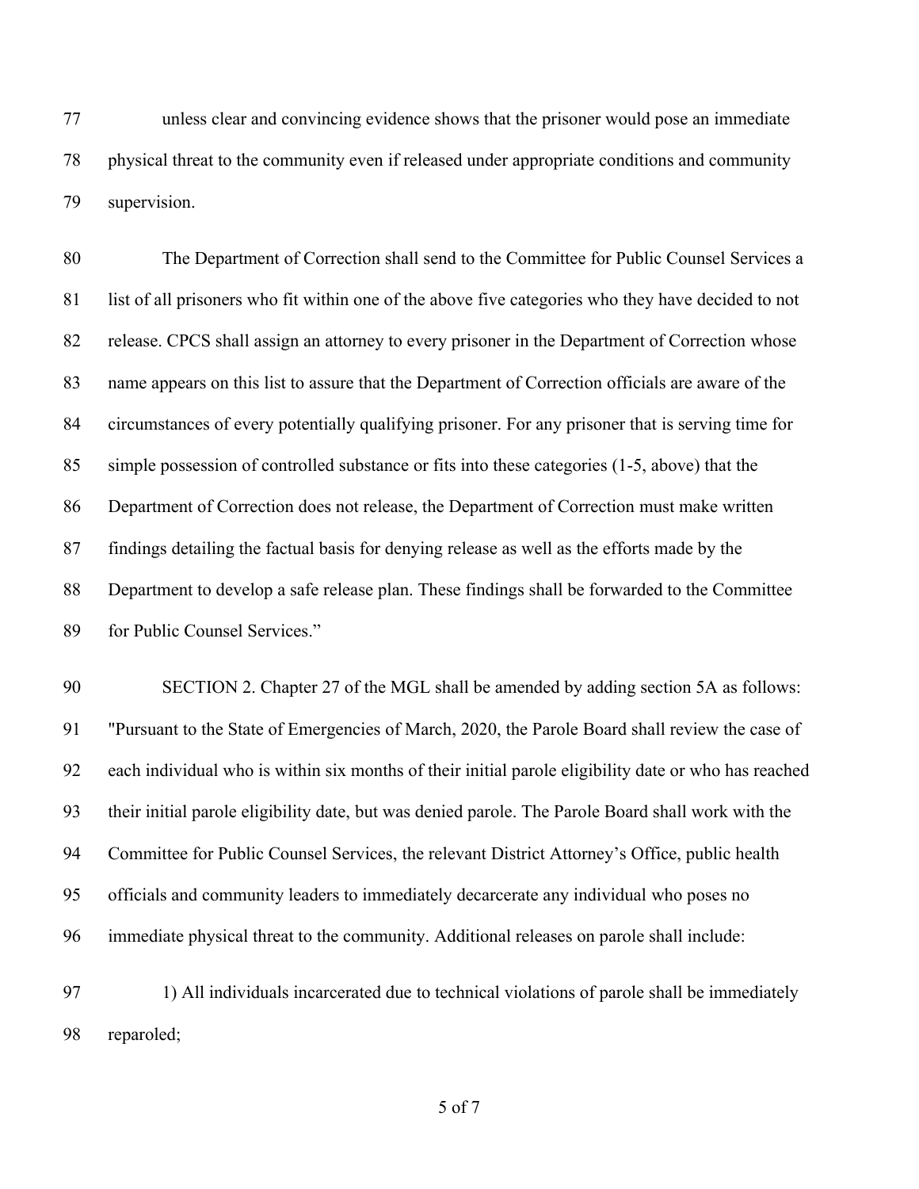unless clear and convincing evidence shows that the prisoner would pose an immediate physical threat to the community even if released under appropriate conditions and community supervision.

The Department of Correction shall send to the Committee for Public Counsel Services a list of all prisoners who fit within one of the above five categories who they have decided to not release. CPCS shall assign an attorney to every prisoner in the Department of Correction whose name appears on this list to assure that the Department of Correction officials are aware of the circumstances of every potentially qualifying prisoner. For any prisoner that is serving time for simple possession of controlled substance or fits into these categories (1-5, above) that the Department of Correction does not release, the Department of Correction must make written findings detailing the factual basis for denying release as well as the efforts made by the Department to develop a safe release plan. These findings shall be forwarded to the Committee for Public Counsel Services."

SECTION 2. Chapter 27 of the MGL shall be amended by adding section 5A as follows: "Pursuant to the State of Emergencies of March, 2020, the Parole Board shall review the case of each individual who is within six months of their initial parole eligibility date or who has reached their initial parole eligibility date, but was denied parole. The Parole Board shall work with the Committee for Public Counsel Services, the relevant District Attorney's Office, public health officials and community leaders to immediately decarcerate any individual who poses no immediate physical threat to the community. Additional releases on parole shall include:

1) All individuals incarcerated due to technical violations of parole shall be immediately reparoled;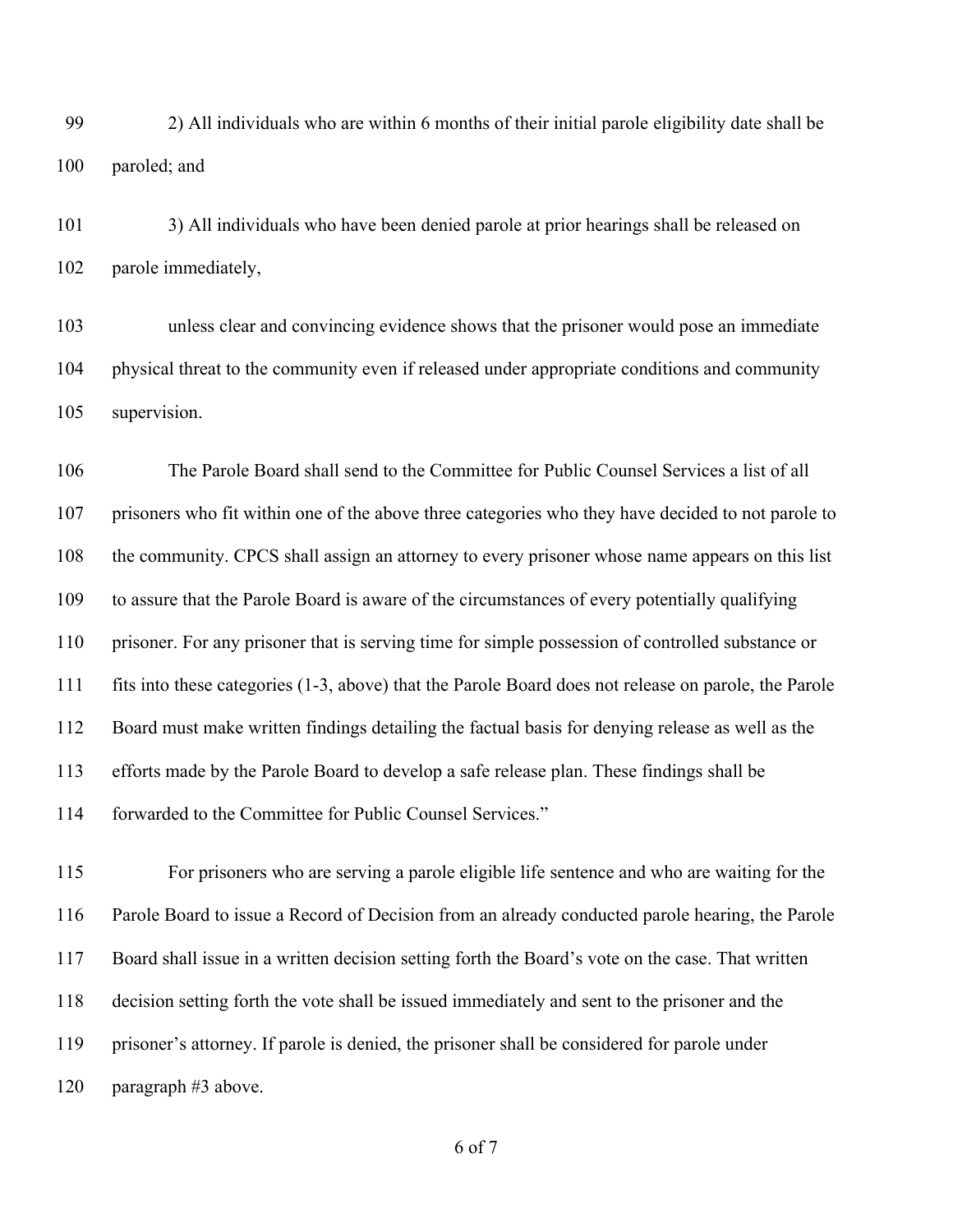2) All individuals who are within 6 months of their initial parole eligibility date shall be paroled; and

3) All individuals who have been denied parole at prior hearings shall be released on parole immediately,

unless clear and convincing evidence shows that the prisoner would pose an immediate physical threat to the community even if released under appropriate conditions and community supervision.

The Parole Board shall send to the Committee for Public Counsel Services a list of all prisoners who fit within one of the above three categories who they have decided to not parole to the community. CPCS shall assign an attorney to every prisoner whose name appears on this list to assure that the Parole Board is aware of the circumstances of every potentially qualifying prisoner. For any prisoner that is serving time for simple possession of controlled substance or fits into these categories (1-3, above) that the Parole Board does not release on parole, the Parole Board must make written findings detailing the factual basis for denying release as well as the efforts made by the Parole Board to develop a safe release plan. These findings shall be forwarded to the Committee for Public Counsel Services."

For prisoners who are serving a parole eligible life sentence and who are waiting for the Parole Board to issue a Record of Decision from an already conducted parole hearing, the Parole Board shall issue in a written decision setting forth the Board's vote on the case. That written decision setting forth the vote shall be issued immediately and sent to the prisoner and the prisoner's attorney. If parole is denied, the prisoner shall be considered for parole under paragraph #3 above.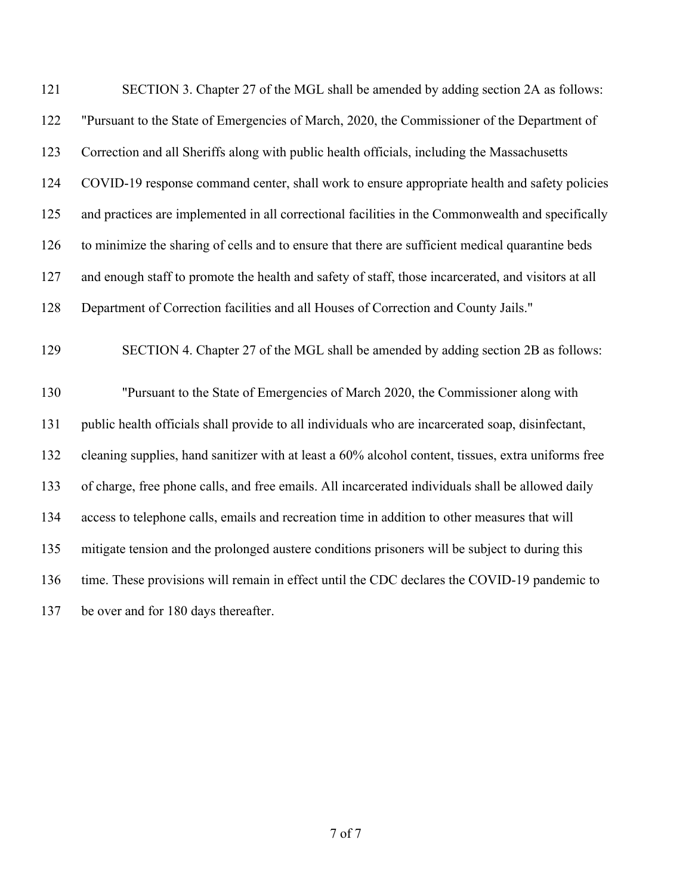SECTION 3. Chapter 27 of the MGL shall be amended by adding section 2A as follows: "Pursuant to the State of Emergencies of March, 2020, the Commissioner of the Department of Correction and all Sheriffs along with public health officials, including the Massachusetts COVID-19 response command center, shall work to ensure appropriate health and safety policies and practices are implemented in all correctional facilities in the Commonwealth and specifically to minimize the sharing of cells and to ensure that there are sufficient medical quarantine beds and enough staff to promote the health and safety of staff, those incarcerated, and visitors at all Department of Correction facilities and all Houses of Correction and County Jails."

SECTION 4. Chapter 27 of the MGL shall be amended by adding section 2B as follows:

"Pursuant to the State of Emergencies of March 2020, the Commissioner along with public health officials shall provide to all individuals who are incarcerated soap, disinfectant, cleaning supplies, hand sanitizer with at least a 60% alcohol content, tissues, extra uniforms free of charge, free phone calls, and free emails. All incarcerated individuals shall be allowed daily access to telephone calls, emails and recreation time in addition to other measures that will mitigate tension and the prolonged austere conditions prisoners will be subject to during this time. These provisions will remain in effect until the CDC declares the COVID-19 pandemic to be over and for 180 days thereafter.